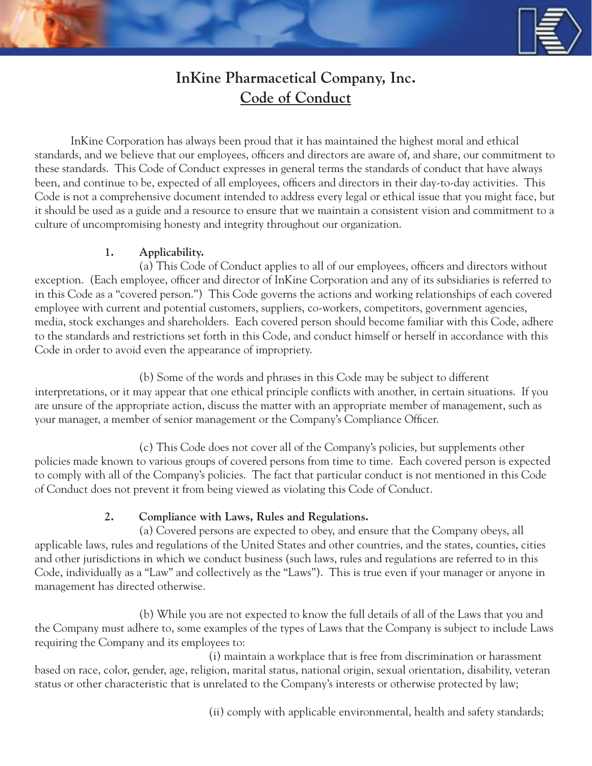# InKine Pharmacetical Company, Inc.
## Code of Conduct

InKine Corporation has always been proud that it has maintained the highest moral and ethical standards, and we believe that our employees, officers and directors are aware of, and share, our commitment to these standards. This Code of Conduct expresses in general terms the standards of conduct that have always been, and continue to be, expected of all employees, officers and directors in their day-to-day activities. This Code is not a comprehensive document intended to address every legal or ethical issue that you might face, but it should be used as a guide and a resource to ensure that we maintain a consistent vision and commitment to a culture of uncompromising honesty and integrity throughout our organization.

**1. Applicability.**

(a) This Code of Conduct applies to all of our employees, officers and directors without exception. (Each employee, officer and director of InKine Corporation and any of its subsidiaries is referred to in this Code as a "covered person.") This Code governs the actions and working relationships of each covered employee with current and potential customers, suppliers, co-workers, competitors, government agencies, media, stock exchanges and shareholders. Each covered person should become familiar with this Code, adhere to the standards and restrictions set forth in this Code, and conduct himself or herself in accordance with this Code in order to avoid even the appearance of impropriety.

(b) Some of the words and phrases in this Code may be subject to different interpretations, or it may appear that one ethical principle conflicts with another, in certain situations. If you are unsure of the appropriate action, discuss the matter with an appropriate member of management, such as your manager, a member of senior management or the Company's Compliance Officer.

(c) This Code does not cover all of the Company's policies, but supplements other policies made known to various groups of covered persons from time to time. Each covered person is expected to comply with all of the Company's policies. The fact that particular conduct is not mentioned in this Code of Conduct does not prevent it from being viewed as violating this Code of Conduct.

**2. Compliance with Laws, Rules and Regulations.**

(a) Covered persons are expected to obey, and ensure that the Company obeys, all applicable laws, rules and regulations of the United States and other countries, and the states, counties, cities and other jurisdictions in which we conduct business (such laws, rules and regulations are referred to in this Code, individually as a "Law" and collectively as the "Laws"). This is true even if your manager or anyone in management has directed otherwise.

(b) While you are not expected to know the full details of all of the Laws that you and the Company must adhere to, some examples of the types of Laws that the Company is subject to include Laws requiring the Company and its employees to:

(i) maintain a workplace that is free from discrimination or harassment based on race, color, gender, age, religion, marital status, national origin, sexual orientation, disability, veteran status or other characteristic that is unrelated to the Company's interests or otherwise protected by law;

(ii) comply with applicable environmental, health and safety standards;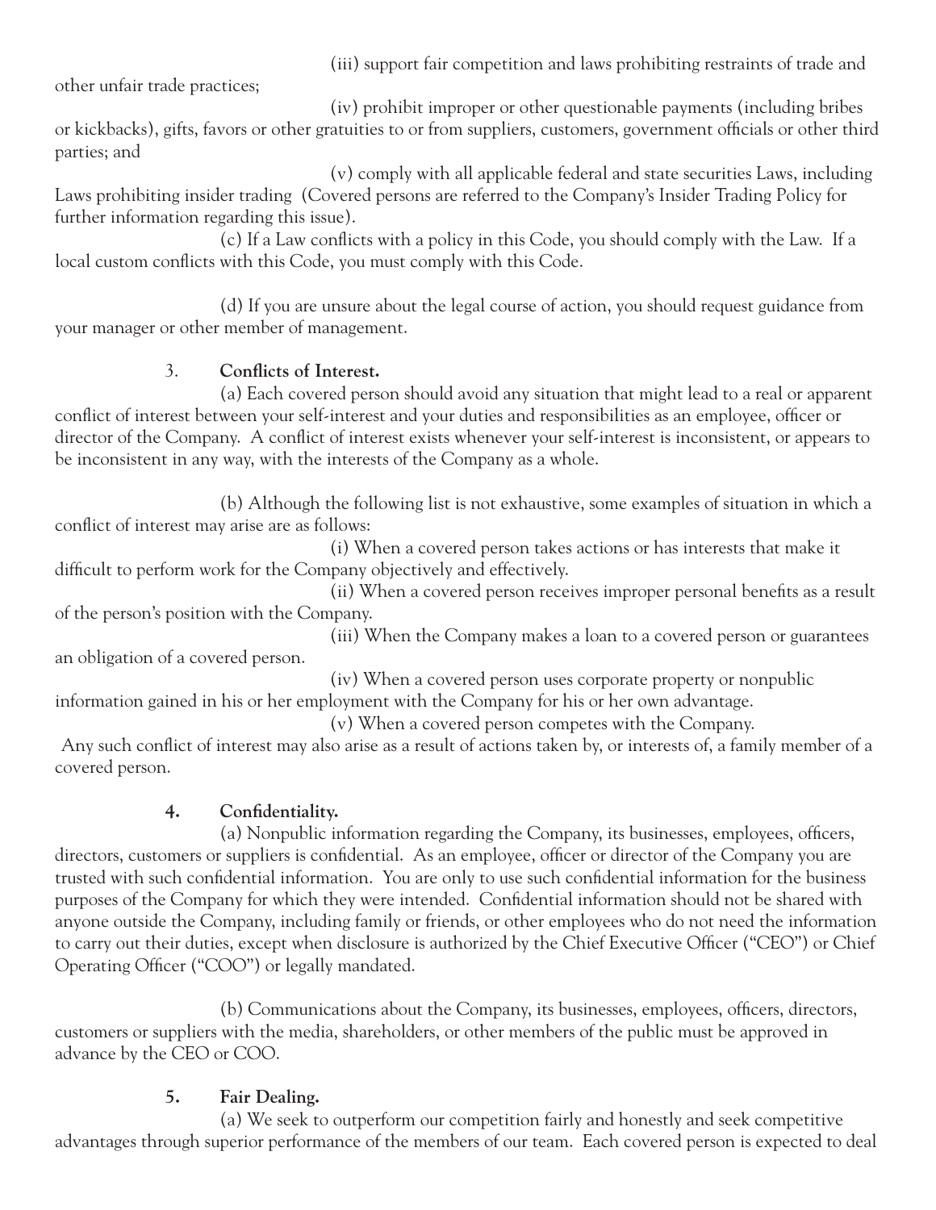(iii) support fair competition and laws prohibiting restraints of trade and other unfair trade practices;

(iv) prohibit improper or other questionable payments (including bribes or kickbacks), gifts, favors or other gratuities to or from suppliers, customers, government officials or other third parties; and

(v) comply with all applicable federal and state securities Laws, including Laws prohibiting insider trading (Covered persons are referred to the Company's Insider Trading Policy for further information regarding this issue).

(c) If a Law conflicts with a policy in this Code, you should comply with the Law. If a local custom conflicts with this Code, you must comply with this Code.

(d) If you are unsure about the legal course of action, you should request guidance from your manager or other member of management.

3. **Conflicts of Interest.**

(a) Each covered person should avoid any situation that might lead to a real or apparent conflict of interest between your self-interest and your duties and responsibilities as an employee, officer or director of the Company. A conflict of interest exists whenever your self-interest is inconsistent, or appears to be inconsistent in any way, with the interests of the Company as a whole.

(b) Although the following list is not exhaustive, some examples of situation in which a conflict of interest may arise are as follows:

(i) When a covered person takes actions or has interests that make it difficult to perform work for the Company objectively and effectively.

(ii) When a covered person receives improper personal benefits as a result of the person's position with the Company.

(iii) When the Company makes a loan to a covered person or guarantees an obligation of a covered person.

(iv) When a covered person uses corporate property or nonpublic information gained in his or her employment with the Company for his or her own advantage.

(v) When a covered person competes with the Company.

Any such conflict of interest may also arise as a result of actions taken by, or interests of, a family member of a covered person.

**4. Confidentiality.**

(a) Nonpublic information regarding the Company, its businesses, employees, officers, directors, customers or suppliers is confidential. As an employee, officer or director of the Company you are trusted with such confidential information. You are only to use such confidential information for the business purposes of the Company for which they were intended. Confidential information should not be shared with anyone outside the Company, including family or friends, or other employees who do not need the information to carry out their duties, except when disclosure is authorized by the Chief Executive Officer ("CEO") or Chief Operating Officer ("COO") or legally mandated.

(b) Communications about the Company, its businesses, employees, officers, directors, customers or suppliers with the media, shareholders, or other members of the public must be approved in advance by the CEO or COO.

**5. Fair Dealing.**

(a) We seek to outperform our competition fairly and honestly and seek competitive advantages through superior performance of the members of our team. Each covered person is expected to deal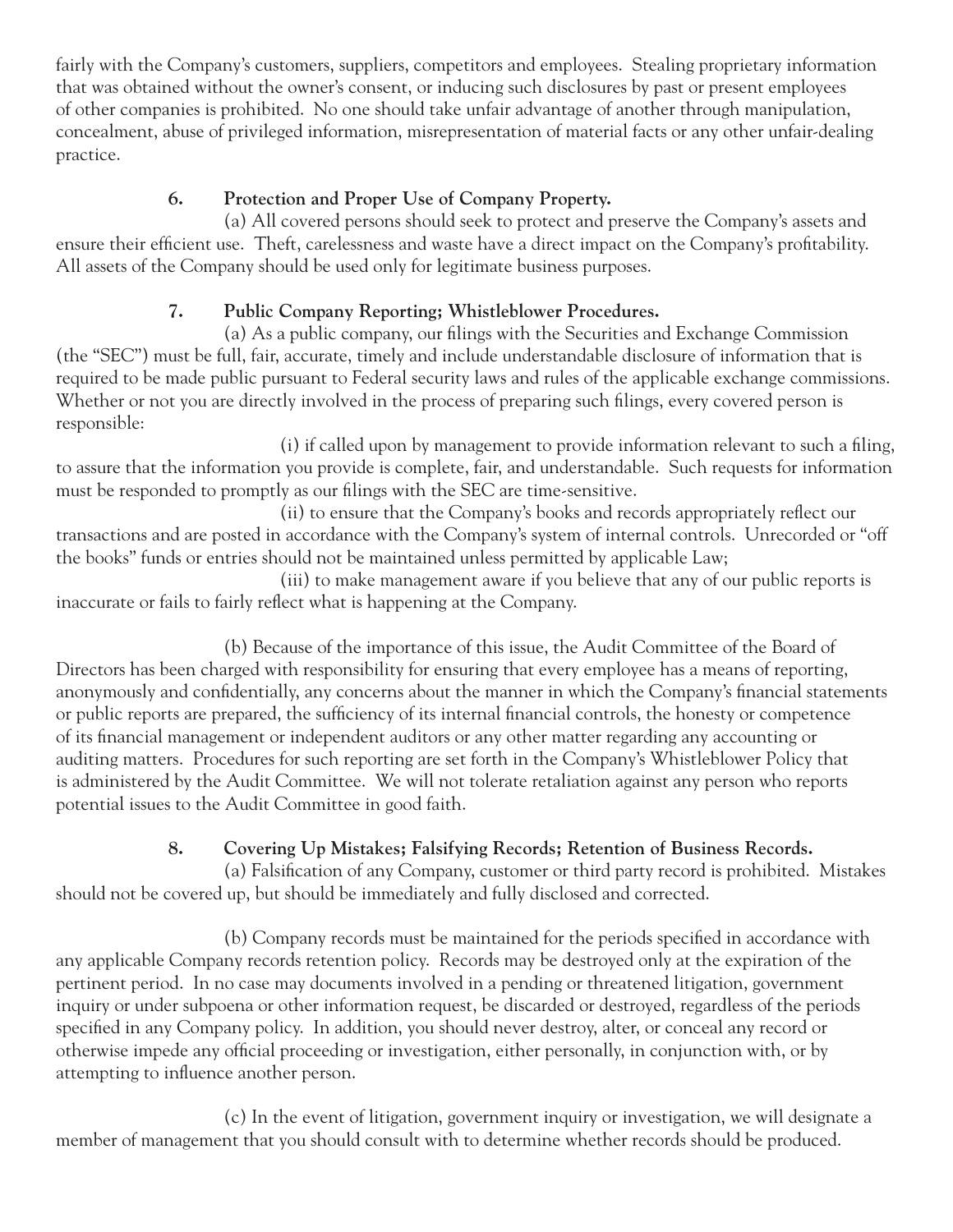fairly with the Company's customers, suppliers, competitors and employees. Stealing proprietary information that was obtained without the owner's consent, or inducing such disclosures by past or present employees of other companies is prohibited. No one should take unfair advantage of another through manipulation, concealment, abuse of privileged information, misrepresentation of material facts or any other unfair-dealing practice.

**6. Protection and Proper Use of Company Property.**

(a) All covered persons should seek to protect and preserve the Company's assets and ensure their efficient use. Theft, carelessness and waste have a direct impact on the Company's profitability. All assets of the Company should be used only for legitimate business purposes.

**7. Public Company Reporting; Whistleblower Procedures.**

(a) As a public company, our filings with the Securities and Exchange Commission (the "SEC") must be full, fair, accurate, timely and include understandable disclosure of information that is required to be made public pursuant to Federal security laws and rules of the applicable exchange commissions. Whether or not you are directly involved in the process of preparing such filings, every covered person is responsible:

(i) if called upon by management to provide information relevant to such a filing, to assure that the information you provide is complete, fair, and understandable. Such requests for information must be responded to promptly as our filings with the SEC are time-sensitive.

(ii) to ensure that the Company's books and records appropriately reflect our transactions and are posted in accordance with the Company's system of internal controls. Unrecorded or "off the books" funds or entries should not be maintained unless permitted by applicable Law;

(iii) to make management aware if you believe that any of our public reports is inaccurate or fails to fairly reflect what is happening at the Company.

(b) Because of the importance of this issue, the Audit Committee of the Board of Directors has been charged with responsibility for ensuring that every employee has a means of reporting, anonymously and confidentially, any concerns about the manner in which the Company's financial statements or public reports are prepared, the sufficiency of its internal financial controls, the honesty or competence of its financial management or independent auditors or any other matter regarding any accounting or auditing matters. Procedures for such reporting are set forth in the Company's Whistleblower Policy that is administered by the Audit Committee. We will not tolerate retaliation against any person who reports potential issues to the Audit Committee in good faith.

**8. Covering Up Mistakes; Falsifying Records; Retention of Business Records.**

(a) Falsification of any Company, customer or third party record is prohibited. Mistakes should not be covered up, but should be immediately and fully disclosed and corrected.

(b) Company records must be maintained for the periods specified in accordance with any applicable Company records retention policy. Records may be destroyed only at the expiration of the pertinent period. In no case may documents involved in a pending or threatened litigation, government inquiry or under subpoena or other information request, be discarded or destroyed, regardless of the periods specified in any Company policy. In addition, you should never destroy, alter, or conceal any record or otherwise impede any official proceeding or investigation, either personally, in conjunction with, or by attempting to influence another person.

(c) In the event of litigation, government inquiry or investigation, we will designate a member of management that you should consult with to determine whether records should be produced.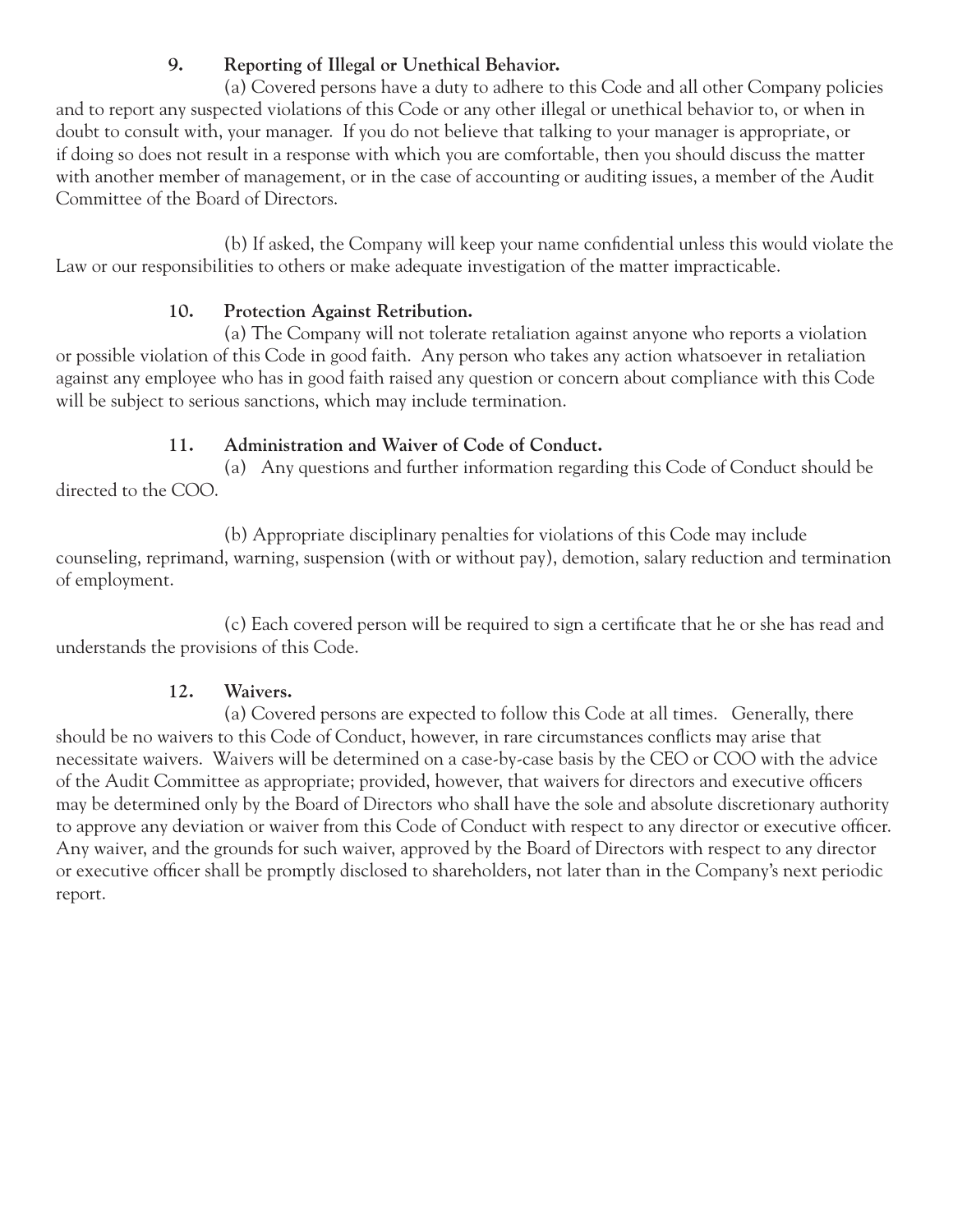**9. Reporting of Illegal or Unethical Behavior.**

(a) Covered persons have a duty to adhere to this Code and all other Company policies and to report any suspected violations of this Code or any other illegal or unethical behavior to, or when in doubt to consult with, your manager. If you do not believe that talking to your manager is appropriate, or if doing so does not result in a response with which you are comfortable, then you should discuss the matter with another member of management, or in the case of accounting or auditing issues, a member of the Audit Committee of the Board of Directors.

(b) If asked, the Company will keep your name confidential unless this would violate the Law or our responsibilities to others or make adequate investigation of the matter impracticable.

**10. Protection Against Retribution.**

(a) The Company will not tolerate retaliation against anyone who reports a violation or possible violation of this Code in good faith. Any person who takes any action whatsoever in retaliation against any employee who has in good faith raised any question or concern about compliance with this Code will be subject to serious sanctions, which may include termination.

**11. Administration and Waiver of Code of Conduct.**

(a) Any questions and further information regarding this Code of Conduct should be directed to the COO.

(b) Appropriate disciplinary penalties for violations of this Code may include counseling, reprimand, warning, suspension (with or without pay), demotion, salary reduction and termination of employment.

(c) Each covered person will be required to sign a certificate that he or she has read and understands the provisions of this Code.

**12. Waivers.**

(a) Covered persons are expected to follow this Code at all times. Generally, there should be no waivers to this Code of Conduct, however, in rare circumstances conflicts may arise that necessitate waivers. Waivers will be determined on a case-by-case basis by the CEO or COO with the advice of the Audit Committee as appropriate; provided, however, that waivers for directors and executive officers may be determined only by the Board of Directors who shall have the sole and absolute discretionary authority to approve any deviation or waiver from this Code of Conduct with respect to any director or executive officer. Any waiver, and the grounds for such waiver, approved by the Board of Directors with respect to any director or executive officer shall be promptly disclosed to shareholders, not later than in the Company's next periodic report.